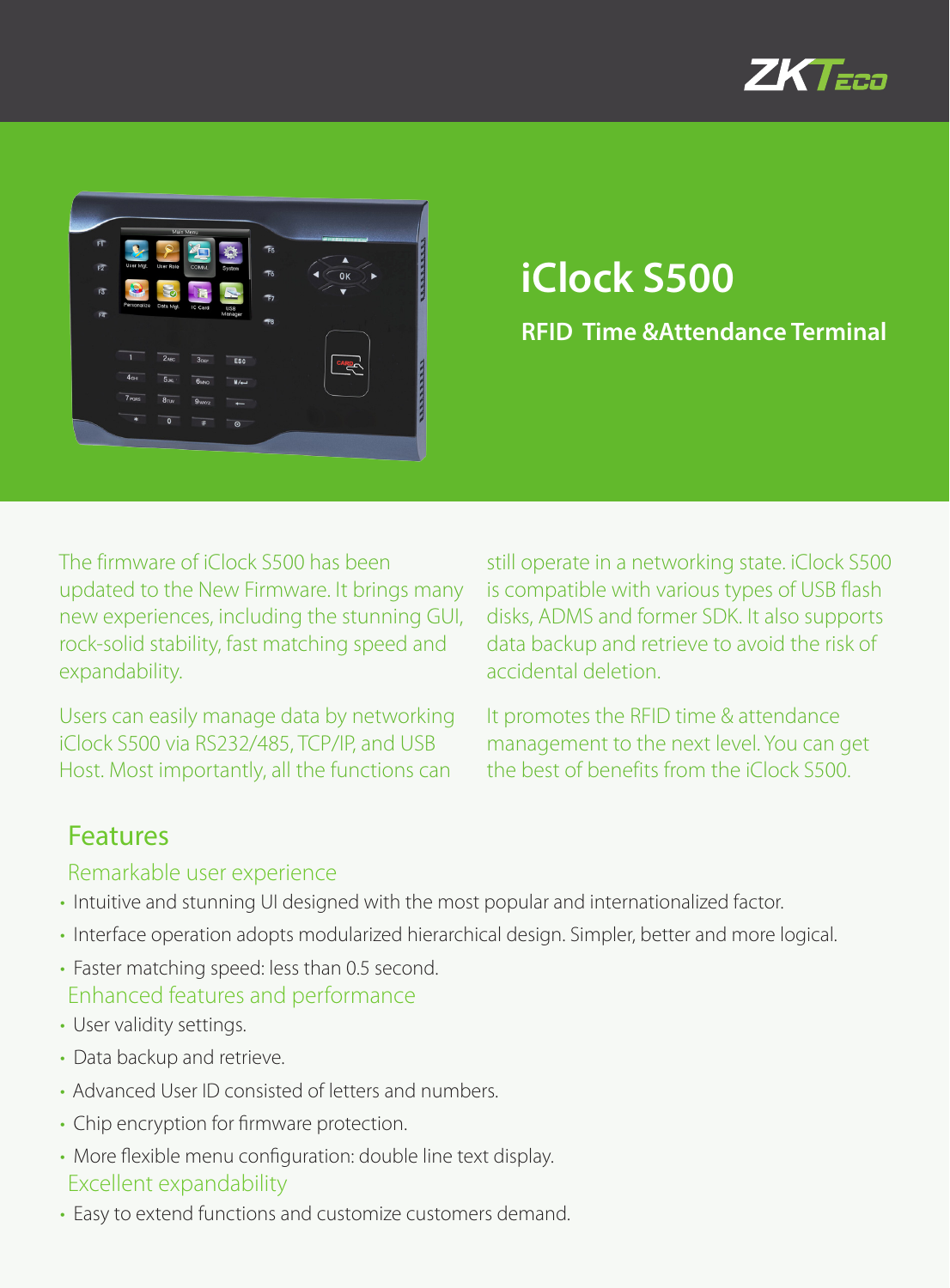# iClock S500

## RFID Time &Attendance Terminal

The firmware of iClock S500 has been updated to the New Firmware. It brings many new experiences, including the stunning GUI, rock-solid stability, fast matching speed and expandability.

Users can easily manage data by networking iClock S500 via RS232/485, TCP/IP, and USB Host. Most importantly, all the functions can still operate in a networking state. iClock S500 is compatible with various types of USB flash disks, ADMS and former SDK. It also supports data backup and retrieve to avoid the risk of accidental deletion.

It promotes the RFID time & attendance management to the next level. You can get the best of benefits from the iClock S500.

## Features

### Remarkable user experience

- Intuitive and stunning UI designed with the most popular and internationalized factor.
- Interface operation adopts modularized hierarchical design. Simpler, better and more logical.
- Faster matching speed: less than 0.5 second.

### Enhanced features and performance

- User validity settings.
- Data backup and retrieve.
- Advanced User ID consisted of letters and numbers.
- Chip encryption for firmware protection.
- More flexible menu configuration: double line text display.

### Excellent expandability

- Easy to extend functions and customize customers demand.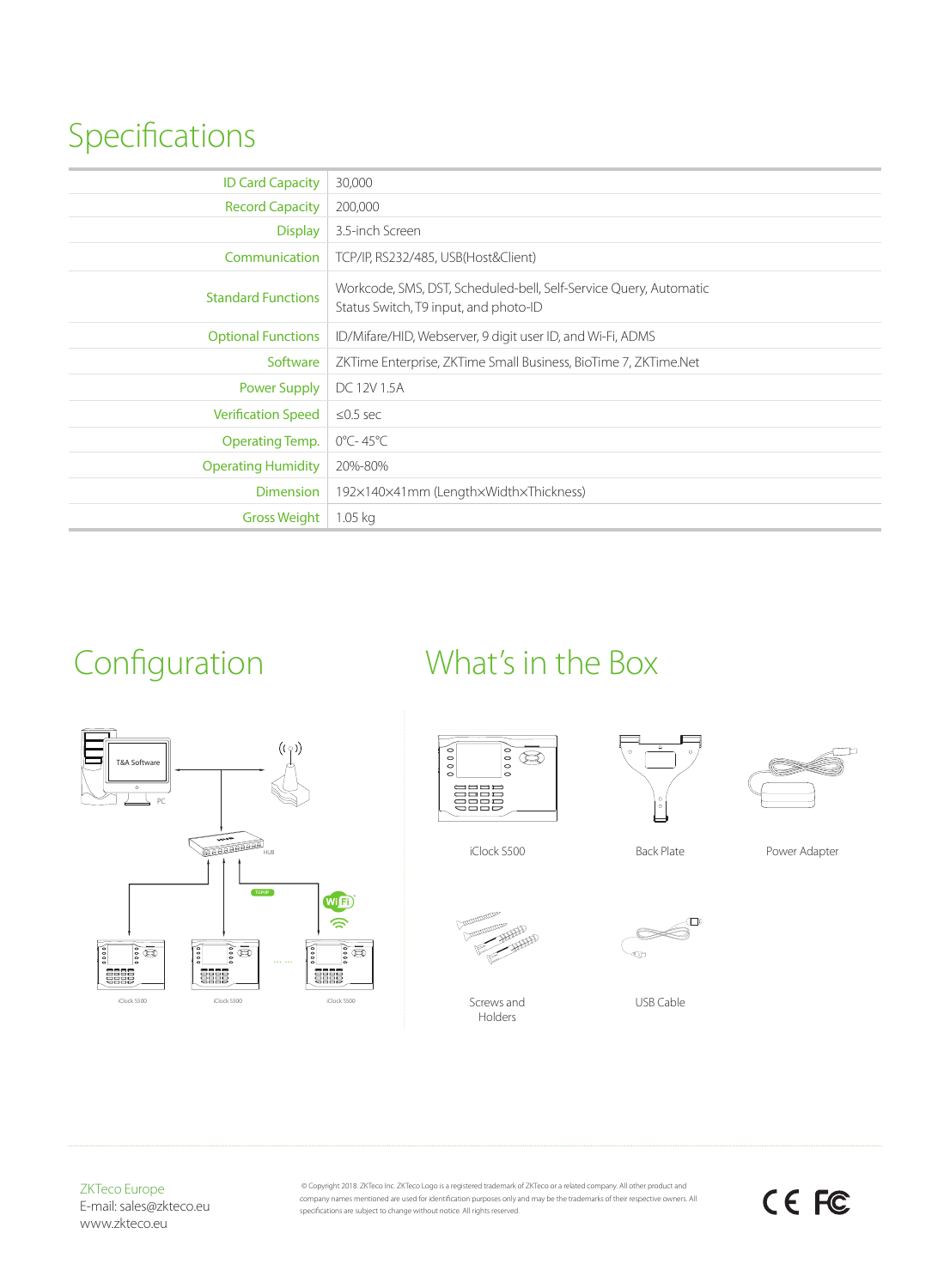# Specifications

| | |
|---|---|
| ID Card Capacity | 30,000 |
| Record Capacity | 200,000 |
| Display | 3.5-inch Screen |
| Communication | TCP/IP, RS232/485, USB(Host&Client) |
| Standard Functions | Workcode, SMS, DST, Scheduled-bell, Self-Service Query, Automatic Status Switch, T9 input, and photo-ID |
| Optional Functions | ID/Mifare/HID, Webserver, 9 digit user ID, and Wi-Fi, ADMS |
| Software | ZKTime Enterprise, ZKTime Small Business, BioTime 7, ZKTime.Net |
| Power Supply | DC 12V 1.5A |
| Verification Speed | ≤0.5 sec |
| Operating Temp. | 0℃- 45℃ |
| Operating Humidity | 20%-80% |
| Dimension | 192×140×41mm (Length×Width×Thickness) |
| Gross Weight | 1.05 kg |

## Configuration

T&A Software

PC

HUB

TCP/IP

Wi Fi

iClock S500

iClock S500

iClock S500

## What's in the Box

iClock S500

Back Plate

Power Adapter

Screws and Holders

USB Cable

ZKTeco Europe
E-mail: sales@zkteco.eu
www.zkteco.eu

© Copyright 2018. ZKTeco Inc. ZKTeco Logo is a registered trademark of ZKTeco or a related company. All other product and company names mentioned are used for identification purposes only and may be the trademarks of their respective owners. All specifications are subject to change without notice. All rights reserved.

CE FC